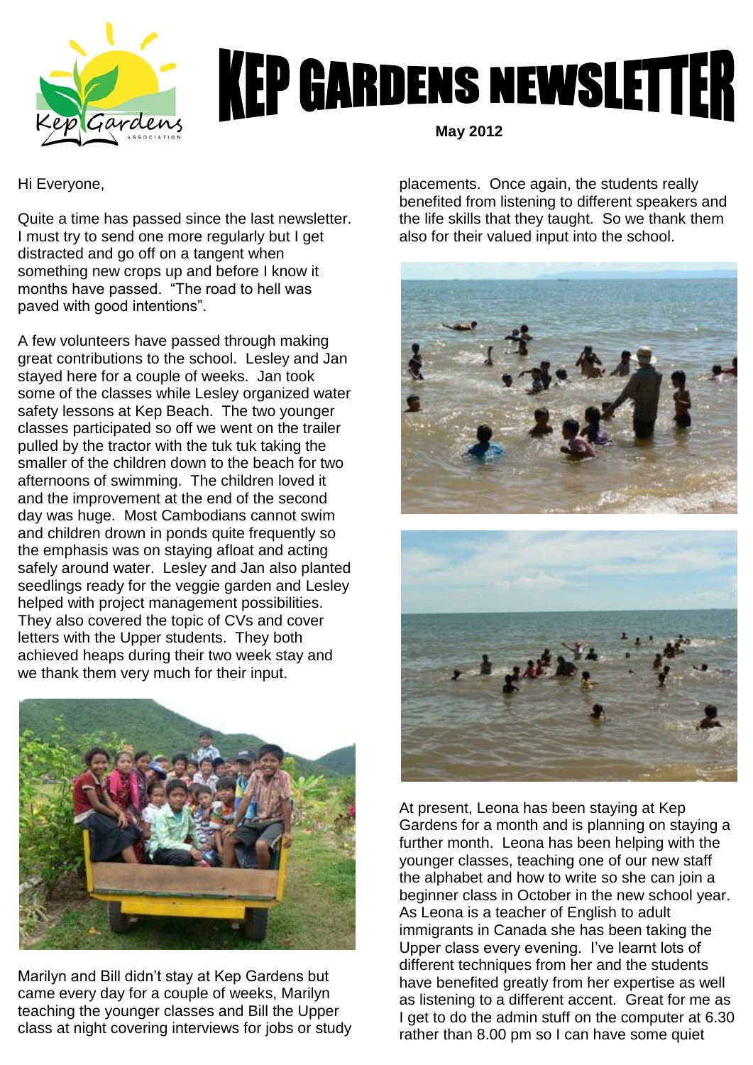# KEP GARDENS NEWSLETTER

**May 2012**

Hi Everyone,

Quite a time has passed since the last newsletter. I must try to send one more regularly but I get distracted and go off on a tangent when something new crops up and before I know it months have passed. "The road to hell was paved with good intentions".

A few volunteers have passed through making great contributions to the school. Lesley and Jan stayed here for a couple of weeks. Jan took some of the classes while Lesley organized water safety lessons at Kep Beach. The two younger classes participated so off we went on the trailer pulled by the tractor with the tuk tuk taking the smaller of the children down to the beach for two afternoons of swimming. The children loved it and the improvement at the end of the second day was huge. Most Cambodians cannot swim and children drown in ponds quite frequently so the emphasis was on staying afloat and acting safely around water. Lesley and Jan also planted seedlings ready for the veggie garden and Lesley helped with project management possibilities. They also covered the topic of CVs and cover letters with the Upper students. They both achieved heaps during their two week stay and we thank them very much for their input.

Marilyn and Bill didn't stay at Kep Gardens but came every day for a couple of weeks, Marilyn teaching the younger classes and Bill the Upper class at night covering interviews for jobs or study placements. Once again, the students really benefited from listening to different speakers and the life skills that they taught. So we thank them also for their valued input into the school.

At present, Leona has been staying at Kep Gardens for a month and is planning on staying a further month. Leona has been helping with the younger classes, teaching one of our new staff the alphabet and how to write so she can join a beginner class in October in the new school year. As Leona is a teacher of English to adult immigrants in Canada she has been taking the Upper class every evening. I've learnt lots of different techniques from her and the students have benefited greatly from her expertise as well as listening to a different accent. Great for me as I get to do the admin stuff on the computer at 6.30 rather than 8.00 pm so I can have some quiet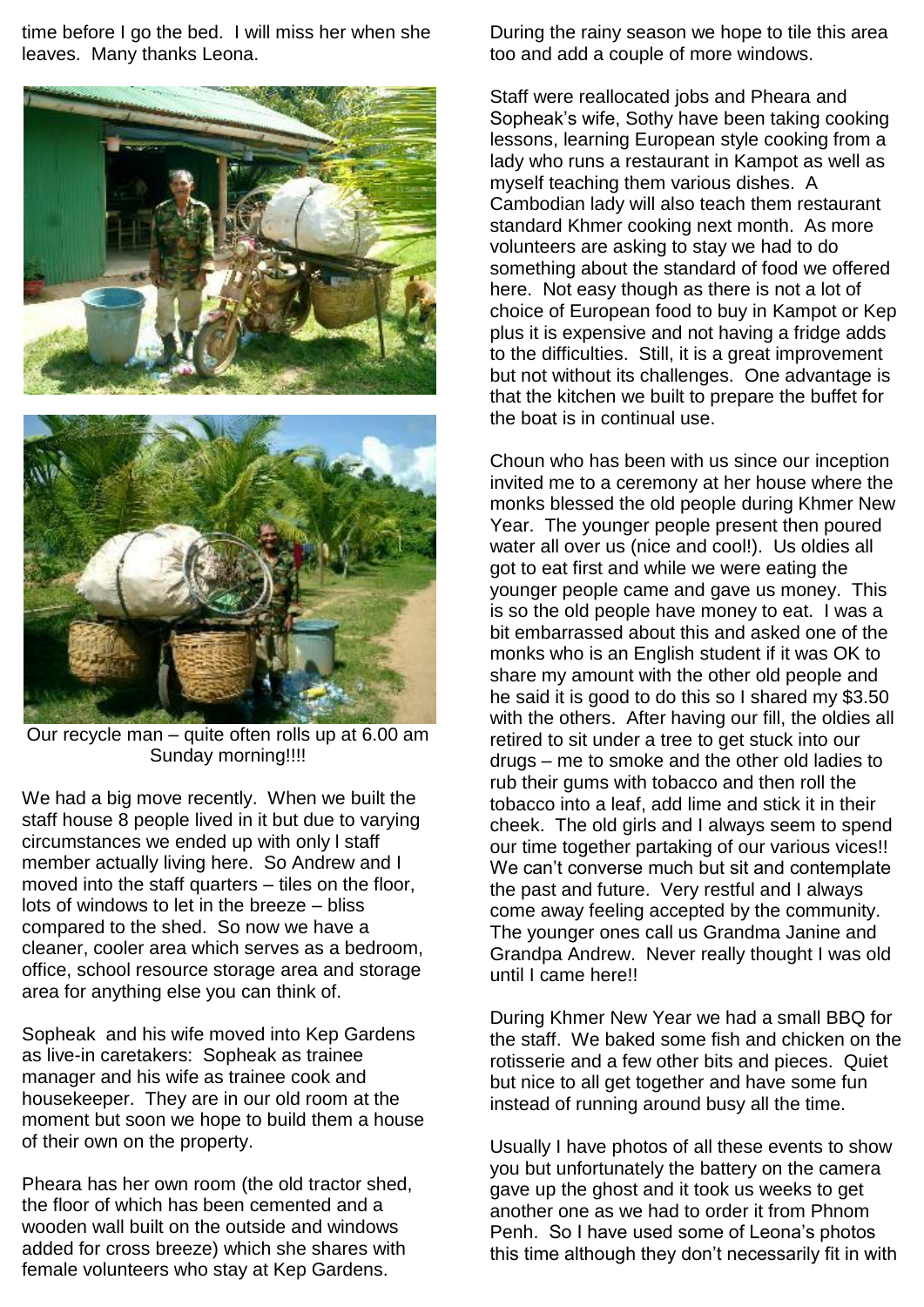time before I go the bed. I will miss her when she leaves. Many thanks Leona.

Our recycle man – quite often rolls up at 6.00 am Sunday morning!!!!

We had a big move recently. When we built the staff house 8 people lived in it but due to varying circumstances we ended up with only l staff member actually living here. So Andrew and I moved into the staff quarters – tiles on the floor, lots of windows to let in the breeze – bliss compared to the shed. So now we have a cleaner, cooler area which serves as a bedroom, office, school resource storage area and storage area for anything else you can think of.

Sopheak and his wife moved into Kep Gardens as live-in caretakers: Sopheak as trainee manager and his wife as trainee cook and housekeeper. They are in our old room at the moment but soon we hope to build them a house of their own on the property.

Pheara has her own room (the old tractor shed, the floor of which has been cemented and a wooden wall built on the outside and windows added for cross breeze) which she shares with female volunteers who stay at Kep Gardens.

During the rainy season we hope to tile this area too and add a couple of more windows.

Staff were reallocated jobs and Pheara and Sopheak's wife, Sothy have been taking cooking lessons, learning European style cooking from a lady who runs a restaurant in Kampot as well as myself teaching them various dishes. A Cambodian lady will also teach them restaurant standard Khmer cooking next month. As more volunteers are asking to stay we had to do something about the standard of food we offered here. Not easy though as there is not a lot of choice of European food to buy in Kampot or Kep plus it is expensive and not having a fridge adds to the difficulties. Still, it is a great improvement but not without its challenges. One advantage is that the kitchen we built to prepare the buffet for the boat is in continual use.

Choun who has been with us since our inception invited me to a ceremony at her house where the monks blessed the old people during Khmer New Year. The younger people present then poured water all over us (nice and cool!). Us oldies all got to eat first and while we were eating the younger people came and gave us money. This is so the old people have money to eat. I was a bit embarrassed about this and asked one of the monks who is an English student if it was OK to share my amount with the other old people and he said it is good to do this so I shared my $3.50 with the others. After having our fill, the oldies all retired to sit under a tree to get stuck into our drugs – me to smoke and the other old ladies to rub their gums with tobacco and then roll the tobacco into a leaf, add lime and stick it in their cheek. The old girls and I always seem to spend our time together partaking of our various vices!! We can't converse much but sit and contemplate the past and future. Very restful and I always come away feeling accepted by the community. The younger ones call us Grandma Janine and Grandpa Andrew. Never really thought I was old until I came here!!

During Khmer New Year we had a small BBQ for the staff. We baked some fish and chicken on the rotisserie and a few other bits and pieces. Quiet but nice to all get together and have some fun instead of running around busy all the time.

Usually I have photos of all these events to show you but unfortunately the battery on the camera gave up the ghost and it took us weeks to get another one as we had to order it from Phnom Penh. So I have used some of Leona's photos this time although they don't necessarily fit in with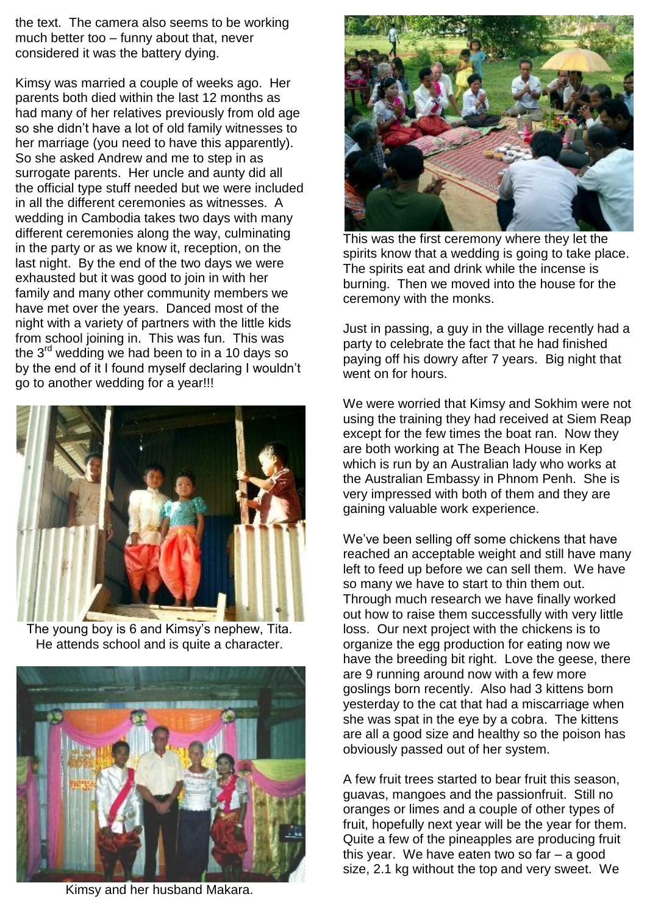the text. The camera also seems to be working much better too – funny about that, never considered it was the battery dying.

Kimsy was married a couple of weeks ago. Her parents both died within the last 12 months as had many of her relatives previously from old age so she didn't have a lot of old family witnesses to her marriage (you need to have this apparently). So she asked Andrew and me to step in as surrogate parents. Her uncle and aunty did all the official type stuff needed but we were included in all the different ceremonies as witnesses. A wedding in Cambodia takes two days with many different ceremonies along the way, culminating in the party or as we know it, reception, on the last night. By the end of the two days we were exhausted but it was good to join in with her family and many other community members we have met over the years. Danced most of the night with a variety of partners with the little kids from school joining in. This was fun. This was the 3rd wedding we had been to in a 10 days so by the end of it I found myself declaring I wouldn't go to another wedding for a year!!!

The young boy is 6 and Kimsy's nephew, Tita. He attends school and is quite a character.

Kimsy and her husband Makara.

This was the first ceremony where they let the spirits know that a wedding is going to take place. The spirits eat and drink while the incense is burning. Then we moved into the house for the ceremony with the monks.

Just in passing, a guy in the village recently had a party to celebrate the fact that he had finished paying off his dowry after 7 years. Big night that went on for hours.

We were worried that Kimsy and Sokhim were not using the training they had received at Siem Reap except for the few times the boat ran. Now they are both working at The Beach House in Kep which is run by an Australian lady who works at the Australian Embassy in Phnom Penh. She is very impressed with both of them and they are gaining valuable work experience.

We've been selling off some chickens that have reached an acceptable weight and still have many left to feed up before we can sell them. We have so many we have to start to thin them out. Through much research we have finally worked out how to raise them successfully with very little loss. Our next project with the chickens is to organize the egg production for eating now we have the breeding bit right. Love the geese, there are 9 running around now with a few more goslings born recently. Also had 3 kittens born yesterday to the cat that had a miscarriage when she was spat in the eye by a cobra. The kittens are all a good size and healthy so the poison has obviously passed out of her system.

A few fruit trees started to bear fruit this season, guavas, mangoes and the passionfruit. Still no oranges or limes and a couple of other types of fruit, hopefully next year will be the year for them. Quite a few of the pineapples are producing fruit this year. We have eaten two so far – a good size, 2.1 kg without the top and very sweet. We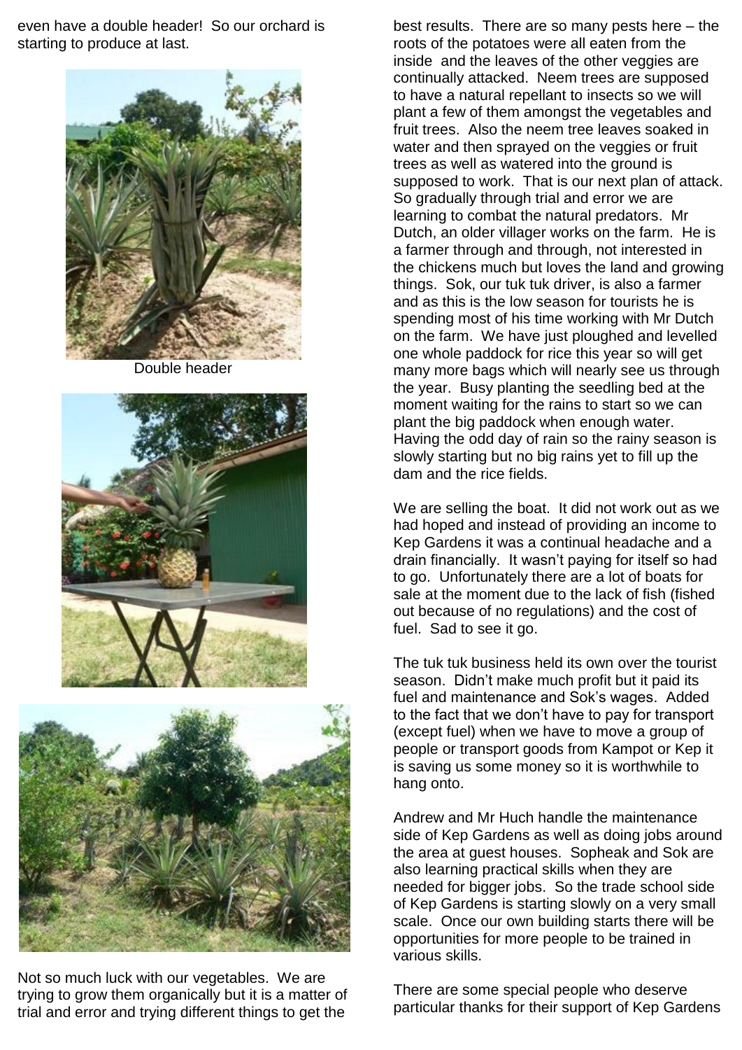even have a double header! So our orchard is starting to produce at last.

Double header

Not so much luck with our vegetables. We are trying to grow them organically but it is a matter of trial and error and trying different things to get the best results. There are so many pests here – the roots of the potatoes were all eaten from the inside and the leaves of the other veggies are continually attacked. Neem trees are supposed to have a natural repellant to insects so we will plant a few of them amongst the vegetables and fruit trees. Also the neem tree leaves soaked in water and then sprayed on the veggies or fruit trees as well as watered into the ground is supposed to work. That is our next plan of attack. So gradually through trial and error we are learning to combat the natural predators. Mr Dutch, an older villager works on the farm. He is a farmer through and through, not interested in the chickens much but loves the land and growing things. Sok, our tuk tuk driver, is also a farmer and as this is the low season for tourists he is spending most of his time working with Mr Dutch on the farm. We have just ploughed and levelled one whole paddock for rice this year so will get many more bags which will nearly see us through the year. Busy planting the seedling bed at the moment waiting for the rains to start so we can plant the big paddock when enough water. Having the odd day of rain so the rainy season is slowly starting but no big rains yet to fill up the dam and the rice fields.

We are selling the boat. It did not work out as we had hoped and instead of providing an income to Kep Gardens it was a continual headache and a drain financially. It wasn't paying for itself so had to go. Unfortunately there are a lot of boats for sale at the moment due to the lack of fish (fished out because of no regulations) and the cost of fuel. Sad to see it go.

The tuk tuk business held its own over the tourist season. Didn't make much profit but it paid its fuel and maintenance and Sok's wages. Added to the fact that we don't have to pay for transport (except fuel) when we have to move a group of people or transport goods from Kampot or Kep it is saving us some money so it is worthwhile to hang onto.

Andrew and Mr Huch handle the maintenance side of Kep Gardens as well as doing jobs around the area at guest houses. Sopheak and Sok are also learning practical skills when they are needed for bigger jobs. So the trade school side of Kep Gardens is starting slowly on a very small scale. Once our own building starts there will be opportunities for more people to be trained in various skills.

There are some special people who deserve particular thanks for their support of Kep Gardens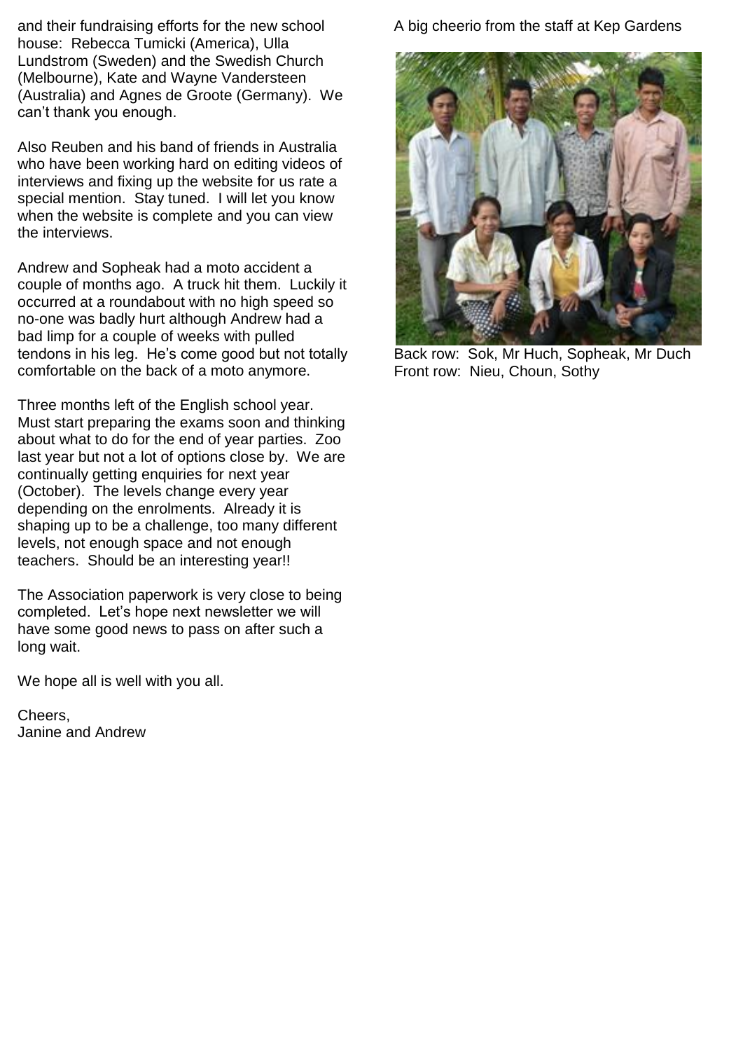and their fundraising efforts for the new school house: Rebecca Tumicki (America), Ulla Lundstrom (Sweden) and the Swedish Church (Melbourne), Kate and Wayne Vandersteen (Australia) and Agnes de Groote (Germany). We can't thank you enough.

Also Reuben and his band of friends in Australia who have been working hard on editing videos of interviews and fixing up the website for us rate a special mention. Stay tuned. I will let you know when the website is complete and you can view the interviews.

Andrew and Sopheak had a moto accident a couple of months ago. A truck hit them. Luckily it occurred at a roundabout with no high speed so no-one was badly hurt although Andrew had a bad limp for a couple of weeks with pulled tendons in his leg. He's come good but not totally comfortable on the back of a moto anymore.

Three months left of the English school year. Must start preparing the exams soon and thinking about what to do for the end of year parties. Zoo last year but not a lot of options close by. We are continually getting enquiries for next year (October). The levels change every year depending on the enrolments. Already it is shaping up to be a challenge, too many different levels, not enough space and not enough teachers. Should be an interesting year!!

The Association paperwork is very close to being completed. Let's hope next newsletter we will have some good news to pass on after such a long wait.

We hope all is well with you all.

Cheers,
Janine and Andrew

A big cheerio from the staff at Kep Gardens

Back row: Sok, Mr Huch, Sopheak, Mr Duch
Front row: Nieu, Choun, Sothy